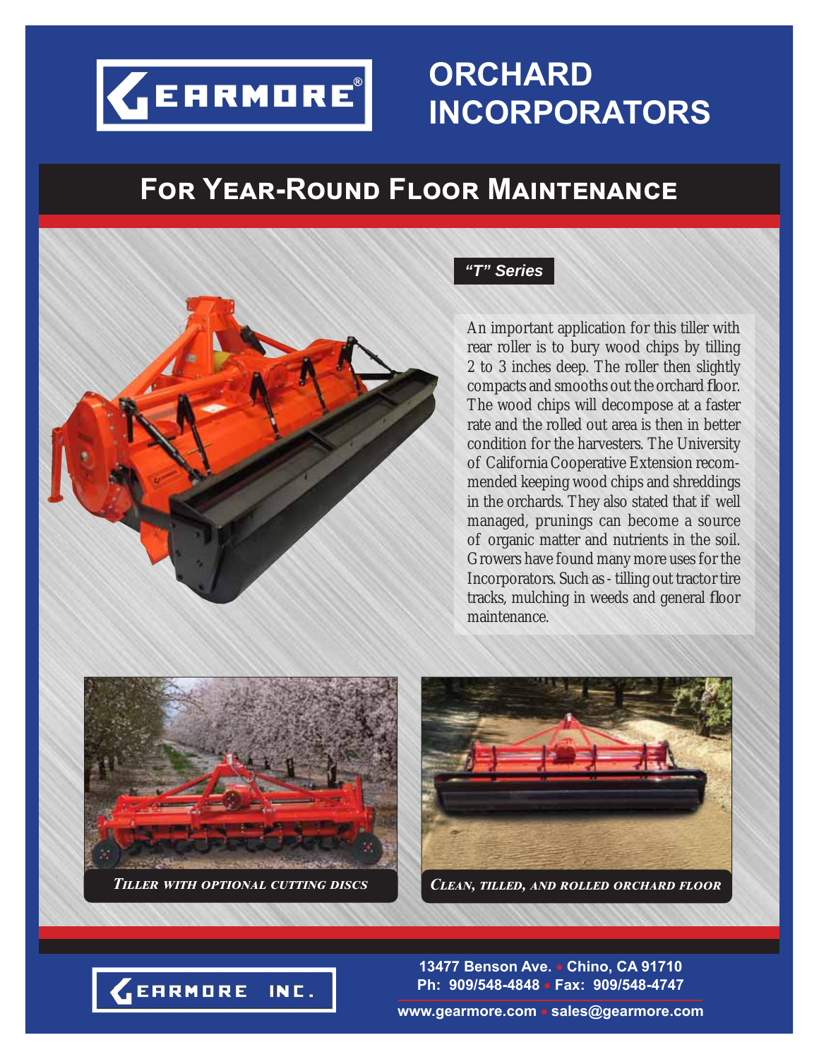GEARMORE®

# ORCHARD INCORPORATORS

## For Year-Round Floor Maintenance

***"T" Series***

An important application for this tiller with rear roller is to bury wood chips by tilling 2 to 3 inches deep. The roller then slightly compacts and smooths out the orchard floor. The wood chips will decompose at a faster rate and the rolled out area is then in better condition for the harvesters. The University of California Cooperative Extension recommended keeping wood chips and shreddings in the orchards. They also stated that if well managed, prunings can become a source of organic matter and nutrients in the soil. Growers have found many more uses for the Incorporators. Such as - tilling out tractor tire tracks, mulching in weeds and general floor maintenance.

*Tiller with optional cutting discs*

*Clean, tilled, and rolled orchard floor*

GEARMORE INC.

**13477 Benson Ave. • Chino, CA 91710**
**Ph: 909/548-4848 • Fax: 909/548-4747**
**www.gearmore.com • sales@gearmore.com**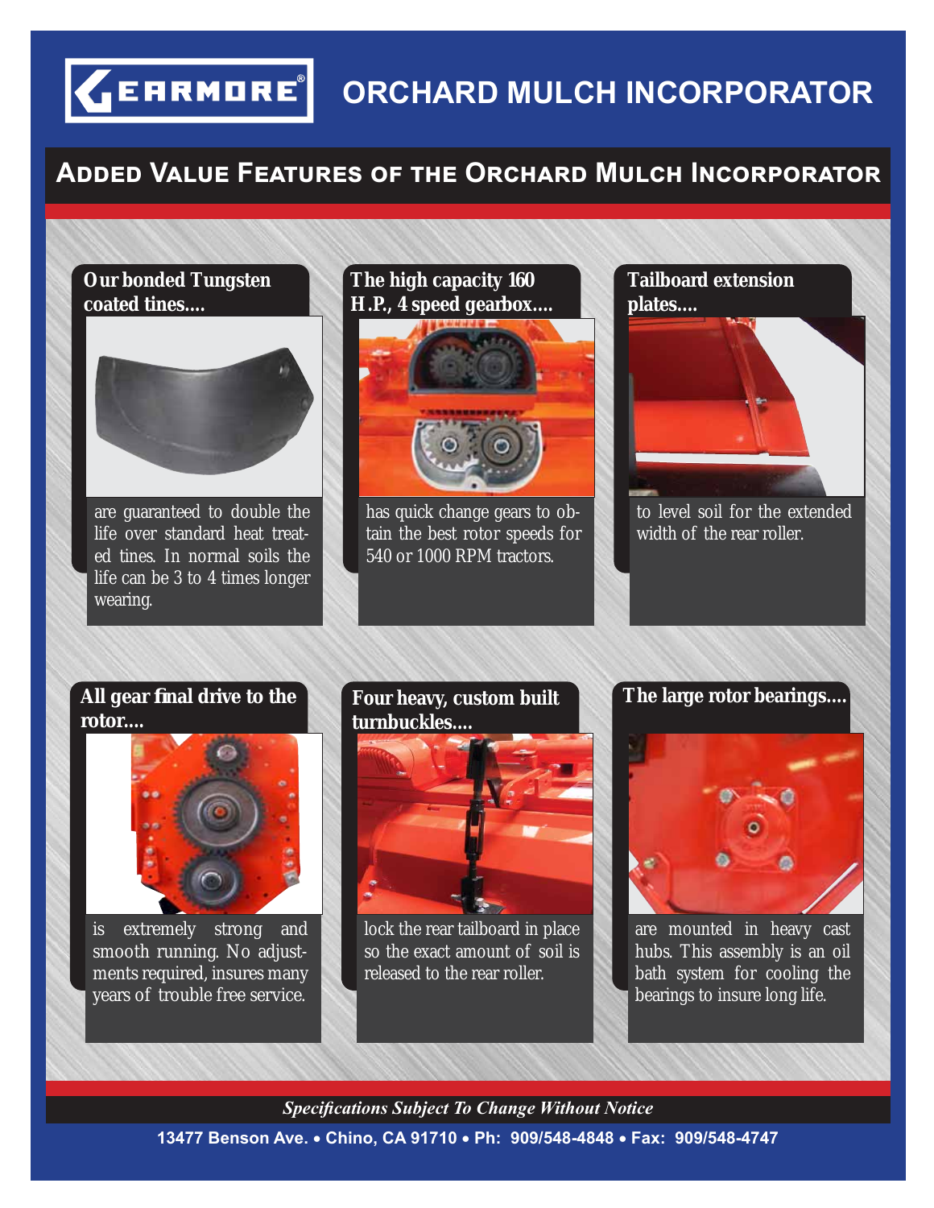# GEARMORE® ORCHARD MULCH INCORPORATOR

## Added Value Features of the Orchard Mulch Incorporator

**Our bonded Tungsten coated tines....**

are guaranteed to double the life over standard heat treated tines. In normal soils the life can be 3 to 4 times longer wearing.

**The high capacity 160 H.P., 4 speed gearbox....**

has quick change gears to obtain the best rotor speeds for 540 or 1000 RPM tractors.

**Tailboard extension plates....**

to level soil for the extended width of the rear roller.

**All gear final drive to the rotor....**

is extremely strong and smooth running. No adjustments required, insures many years of trouble free service.

**Four heavy, custom built turnbuckles....**

lock the rear tailboard in place so the exact amount of soil is released to the rear roller.

**The large rotor bearings....**

are mounted in heavy cast hubs. This assembly is an oil bath system for cooling the bearings to insure long life.

*Specifications Subject To Change Without Notice*

**13477 Benson Ave. • Chino, CA 91710 • Ph: 909/548-4848 • Fax: 909/548-4747**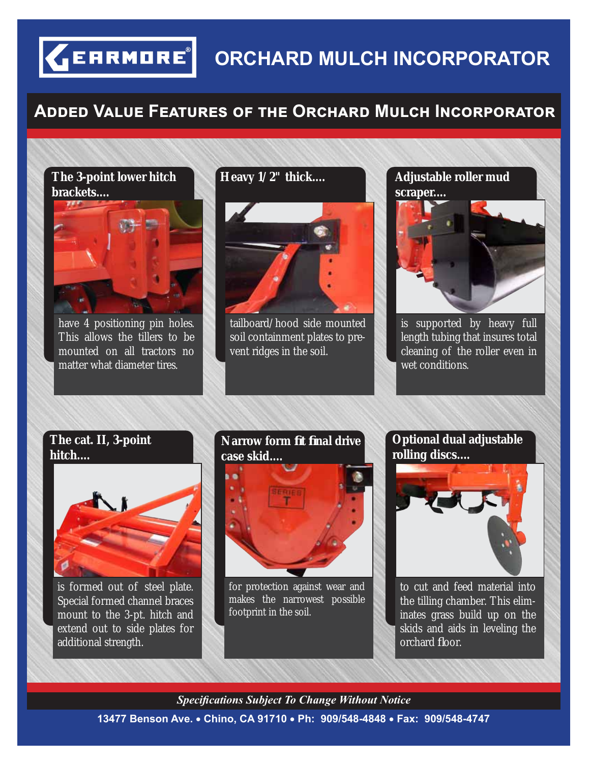# GEARMORE® ORCHARD MULCH INCORPORATOR

## Added Value Features of the Orchard Mulch Incorporator

### The 3-point lower hitch brackets....

have 4 positioning pin holes. This allows the tillers to be mounted on all tractors no matter what diameter tires.

### Heavy 1/2" thick....

tailboard/hood side mounted soil containment plates to prevent ridges in the soil.

### Adjustable roller mud scraper....

is supported by heavy full length tubing that insures total cleaning of the roller even in wet conditions.

### The cat. II, 3-point hitch....

is formed out of steel plate. Special formed channel braces mount to the 3-pt. hitch and extend out to side plates for additional strength.

### Narrow form fit final drive case skid....

for protection against wear and makes the narrowest possible footprint in the soil.

### Optional dual adjustable rolling discs....

to cut and feed material into the tilling chamber. This eliminates grass build up on the skids and aids in leveling the orchard floor.

*Specifications Subject To Change Without Notice*

13477 Benson Ave. • Chino, CA 91710 • Ph: 909/548-4848 • Fax: 909/548-4747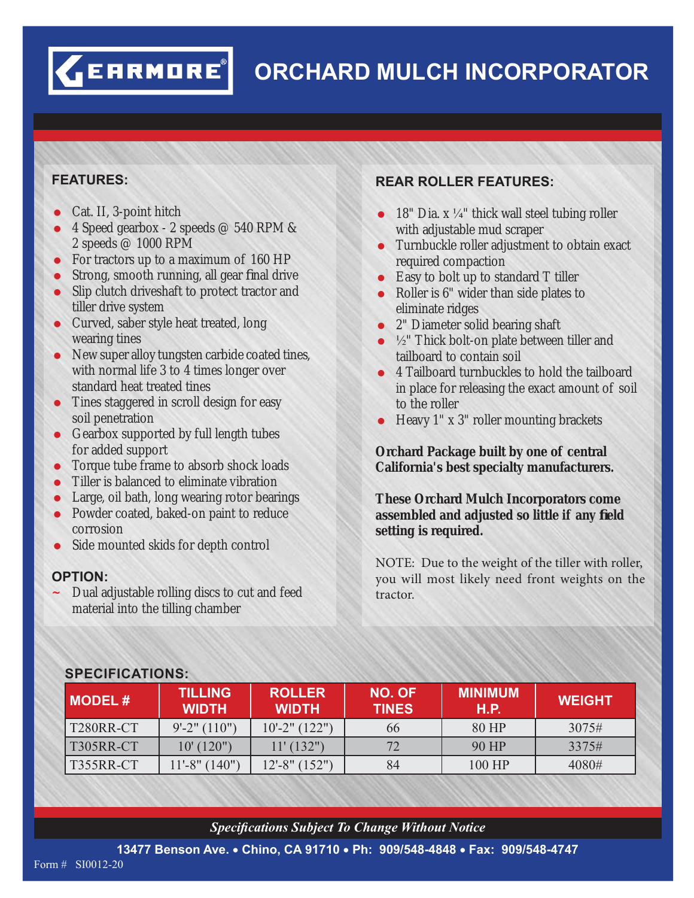# GEARMORE® ORCHARD MULCH INCORPORATOR

## FEATURES:

- Cat. II, 3-point hitch
- 4 Speed gearbox - 2 speeds @ 540 RPM & 2 speeds @ 1000 RPM
- For tractors up to a maximum of 160 HP
- Strong, smooth running, all gear final drive
- Slip clutch driveshaft to protect tractor and tiller drive system
- Curved, saber style heat treated, long wearing tines
- New super alloy tungsten carbide coated tines, with normal life 3 to 4 times longer over standard heat treated tines
- Tines staggered in scroll design for easy soil penetration
- Gearbox supported by full length tubes for added support
- Torque tube frame to absorb shock loads
- Tiller is balanced to eliminate vibration
- Large, oil bath, long wearing rotor bearings
- Powder coated, baked-on paint to reduce corrosion
- Side mounted skids for depth control

## OPTION:

~ Dual adjustable rolling discs to cut and feed material into the tilling chamber

## REAR ROLLER FEATURES:

- 18" Dia. x ¼" thick wall steel tubing roller with adjustable mud scraper
- Turnbuckle roller adjustment to obtain exact required compaction
- Easy to bolt up to standard T tiller
- Roller is 6" wider than side plates to eliminate ridges
- 2" Diameter solid bearing shaft
- ½" Thick bolt-on plate between tiller and tailboard to contain soil
- 4 Tailboard turnbuckles to hold the tailboard in place for releasing the exact amount of soil to the roller
- Heavy 1" x 3" roller mounting brackets

**Orchard Package built by one of central California's best specialty manufacturers.**

**These Orchard Mulch Incorporators come assembled and adjusted so little if any field setting is required.**

NOTE: Due to the weight of the tiller with roller, you will most likely need front weights on the tractor.

## SPECIFICATIONS:

| MODEL # | TILLING WIDTH | ROLLER WIDTH | NO. OF TINES | MINIMUM H.P. | WEIGHT |
|---|---|---|---|---|---|
| T280RR-CT | 9'-2" (110") | 10'-2" (122") | 66 | 80 HP | 3075# |
| T305RR-CT | 10' (120") | 11' (132") | 72 | 90 HP | 3375# |
| T355RR-CT | 11'-8" (140") | 12'-8" (152") | 84 | 100 HP | 4080# |

*Specifications Subject To Change Without Notice*

**13477 Benson Ave. • Chino, CA 91710 • Ph: 909/548-4848 • Fax: 909/548-4747**

Form # SI0012-20